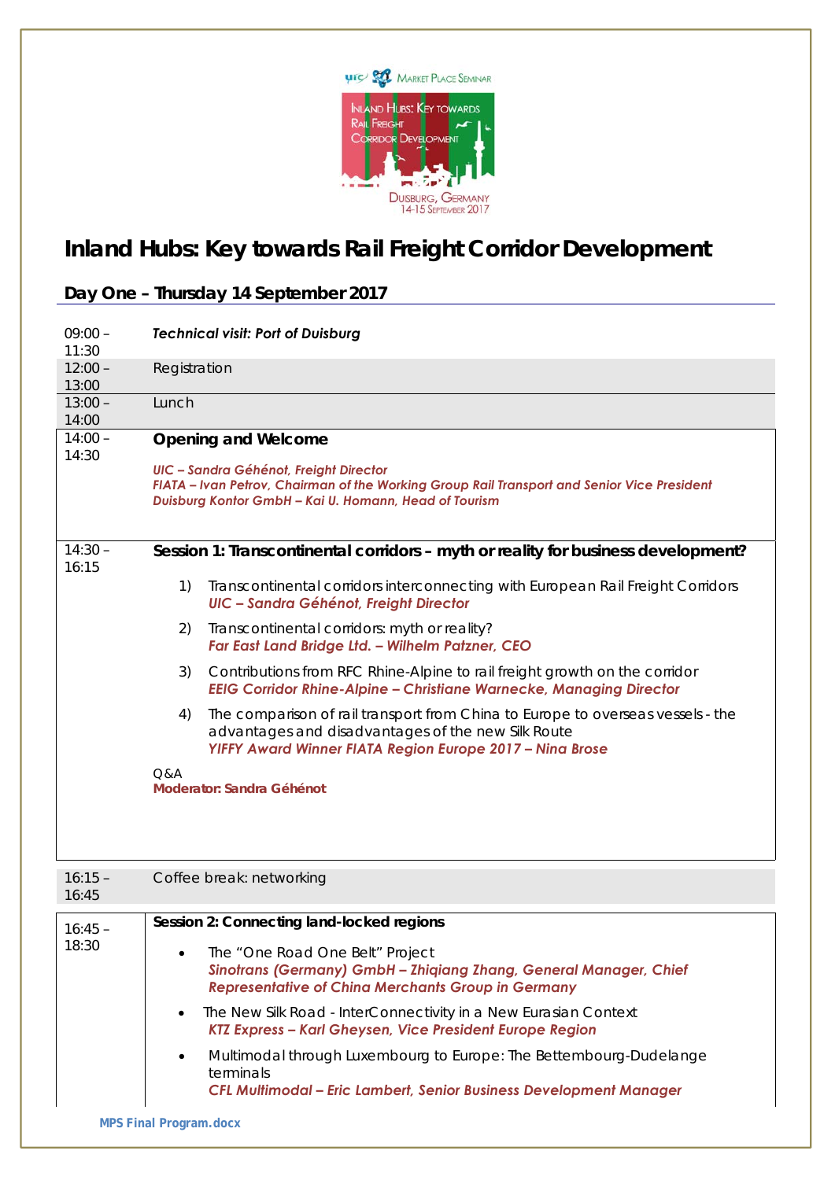# Inland Hubs: Key towards Rail Freight Corridor Development

## Day One – Thursday 14 September 2017

| | |
|---|---|
| 09:00 – 11:30 | *Technical visit: Port of Duisburg* |
| 12:00 – 13:00 | Registration |
| 13:00 – 14:00 | Lunch |
| 14:00 – 14:30 | **Opening and Welcome**<br><br>***UIC – Sandra Géhénot, Freight Director***<br>***FIATA – Ivan Petrov, Chairman of the Working Group Rail Transport and Senior Vice President***<br>***Duisburg Kontor GmbH – Kai U. Homann, Head of Tourism*** |
| 14:30 – 16:15 | **Session 1: Transcontinental corridors – myth or reality for business development?**<br><br>1) Transcontinental corridors interconnecting with European Rail Freight Corridors<br>***UIC – Sandra Géhénot, Freight Director***<br><br>2) Transcontinental corridors: myth or reality?<br>***Far East Land Bridge Ltd. – Wilhelm Patzner, CEO***<br><br>3) Contributions from RFC Rhine-Alpine to rail freight growth on the corridor<br>***EEIG Corridor Rhine-Alpine – Christiane Warnecke, Managing Director***<br><br>4) The comparison of rail transport from China to Europe to overseas vessels - the advantages and disadvantages of the new Silk Route<br>***YIFFY Award Winner FIATA Region Europe 2017 – Nina Brose***<br><br>Q&A<br>**Moderator: Sandra Géhénot** |
| 16:15 – 16:45 | Coffee break: networking |
| 16:45 – 18:30 | **Session 2: Connecting land-locked regions**<br><br>• The "One Road One Belt" Project<br>***Sinotrans (Germany) GmbH – Zhiqiang Zhang, General Manager, Chief Representative of China Merchants Group in Germany***<br><br>• The New Silk Road - InterConnectivity in a New Eurasian Context<br>***KTZ Express – Karl Gheysen, Vice President Europe Region***<br><br>• Multimodal through Luxembourg to Europe: The Bettembourg-Dudelange terminals<br>***CFL Multimodal – Eric Lambert, Senior Business Development Manager*** |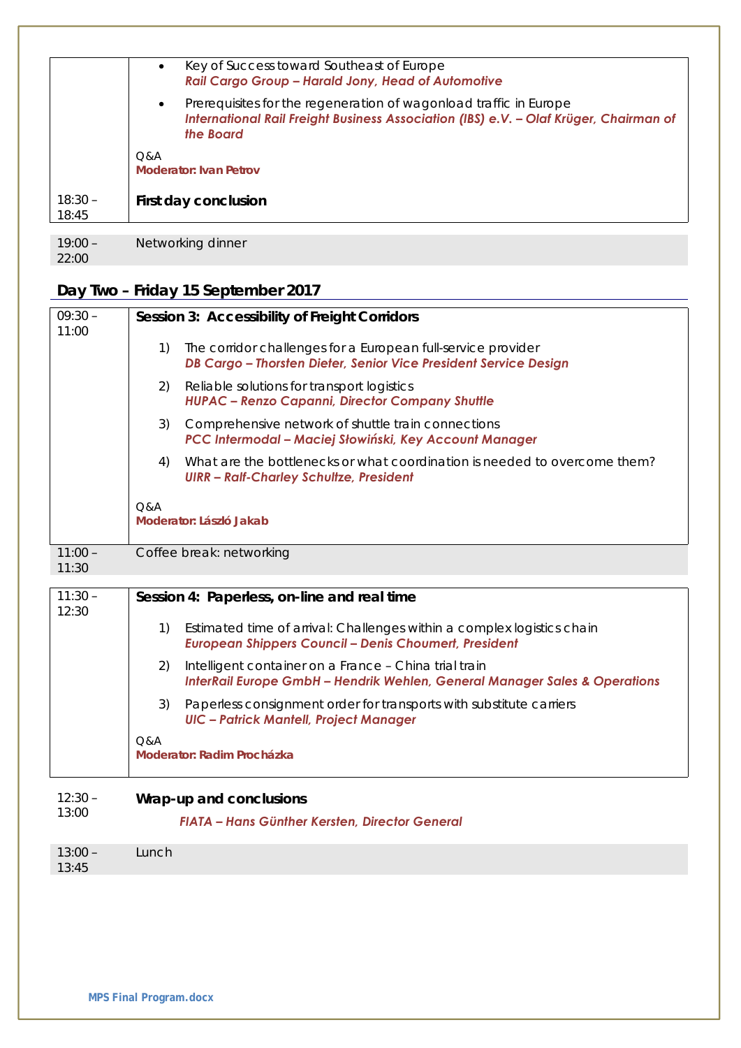| | |
|---|---|
| | • Key of Success toward Southeast of Europe<br>***Rail Cargo Group – Harald Jony, Head of Automotive***<br>• Prerequisites for the regeneration of wagonload traffic in Europe<br>***International Rail Freight Business Association (IBS) e.V. – Olaf Krüger, Chairman of the Board***<br>Q&A<br>**Moderator: Ivan Petrov** |
| 18:30 – 18:45 | **First day conclusion** |

| | |
|---|---|
| 19:00 – 22:00 | Networking dinner |

## Day Two – Friday 15 September 2017

| | |
|---|---|
| 09:30 – 11:00 | **Session 3: Accessibility of Freight Corridors**<br>1) The corridor challenges for a European full-service provider<br>***DB Cargo – Thorsten Dieter, Senior Vice President Service Design***<br>2) Reliable solutions for transport logistics<br>***HUPAC – Renzo Capanni, Director Company Shuttle***<br>3) Comprehensive network of shuttle train connections<br>***PCC Intermodal – Maciej Słowiński, Key Account Manager***<br>4) What are the bottlenecks or what coordination is needed to overcome them?<br>***UIRR – Ralf-Charley Schultze, President***<br>Q&A<br>**Moderator: László Jakab** |
| 11:00 – 11:30 | Coffee break: networking |
| 11:30 – 12:30 | **Session 4: Paperless, on-line and real time**<br>1) Estimated time of arrival: Challenges within a complex logistics chain<br>***European Shippers Council – Denis Choumert, President***<br>2) Intelligent container on a France – China trial train<br>***InterRail Europe GmbH – Hendrik Wehlen, General Manager Sales & Operations***<br>3) Paperless consignment order for transports with substitute carriers<br>***UIC – Patrick Mantell, Project Manager***<br>Q&A<br>**Moderator: Radim Procházka** |
| 12:30 – 13:00 | **Wrap-up and conclusions**<br>***FIATA – Hans Günther Kersten, Director General*** |
| 13:00 – 13:45 | Lunch |